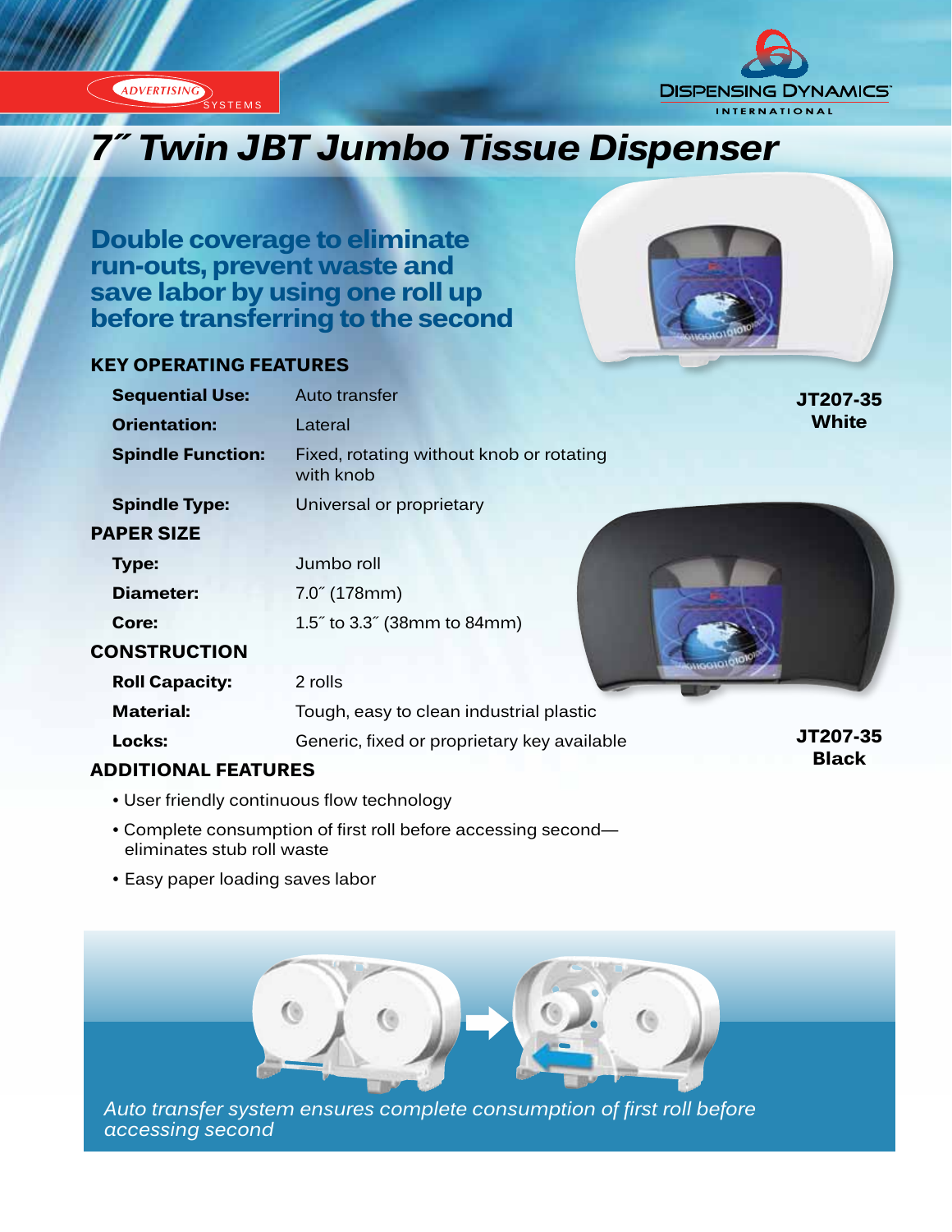ADVERTISING SYSTEMS

DISPENSING DYNAMICS INTERNATIONAL

# 7˝ Twin JBT Jumbo Tissue Dispenser

## Double coverage to eliminate run-outs, prevent waste and save labor by using one roll up before transferring to the second

JT207-35 White

JT207-35 Black

### KEY OPERATING FEATURES

| | |
|---|---|
| **Sequential Use:** | Auto transfer |
| **Orientation:** | Lateral |
| **Spindle Function:** | Fixed, rotating without knob or rotating with knob |
| **Spindle Type:** | Universal or proprietary |

### PAPER SIZE

| | |
|---|---|
| **Type:** | Jumbo roll |
| **Diameter:** | 7.0˝ (178mm) |
| **Core:** | 1.5˝ to 3.3˝ (38mm to 84mm) |

### CONSTRUCTION

| | |
|---|---|
| **Roll Capacity:** | 2 rolls |
| **Material:** | Tough, easy to clean industrial plastic |
| **Locks:** | Generic, fixed or proprietary key available |

### ADDITIONAL FEATURES

- User friendly continuous flow technology
- Complete consumption of first roll before accessing second—eliminates stub roll waste
- Easy paper loading saves labor

*Auto transfer system ensures complete consumption of first roll before accessing second*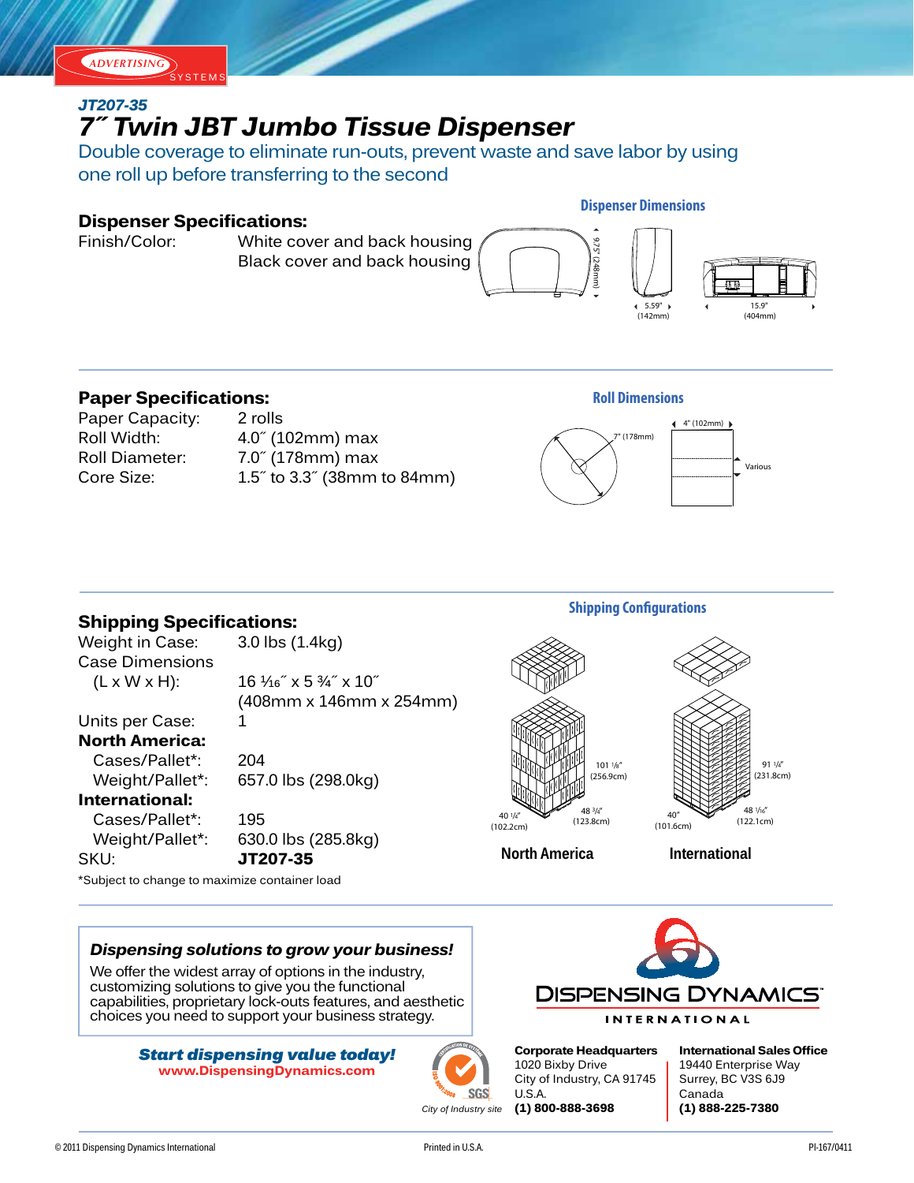ADVERTISING SYSTEMS

*JT207-35*

# *7˝ Twin JBT Jumbo Tissue Dispenser*

Double coverage to eliminate run-outs, prevent waste and save labor by using one roll up before transferring to the second

## Dispenser Specifications:

| | |
|---|---|
| Finish/Color: | White cover and back housing<br>Black cover and back housing |

**Dispenser Dimensions**

9.75" (248mm)

5.59" (142mm)

15.9" (404mm)

## Paper Specifications:

| | |
|---|---|
| Paper Capacity: | 2 rolls |
| Roll Width: | 4.0˝ (102mm) max |
| Roll Diameter: | 7.0˝ (178mm) max |
| Core Size: | 1.5˝ to 3.3˝ (38mm to 84mm) |

**Roll Dimensions**

7" (178mm)

4" (102mm)

Various

## Shipping Specifications:

| | |
|---|---|
| Weight in Case: | 3.0 lbs (1.4kg) |
| Case Dimensions (L x W x H): | 16 1⁄16˝ x 5 ¾˝ x 10˝ (408mm x 146mm x 254mm) |
| Units per Case: | 1 |
| **North America:** | |
| Cases/Pallet*: | 204 |
| Weight/Pallet*: | 657.0 lbs (298.0kg) |
| **International:** | |
| Cases/Pallet*: | 195 |
| Weight/Pallet*: | 630.0 lbs (285.8kg) |
| SKU: | **JT207-35** |

*Subject to change to maximize container load

**Shipping Configurations**

North America: 101 ⅛" (256.9cm), 40 ¼" (102.2cm), 48 ¾" (123.8cm)

International: 91 ¼" (231.8cm), 40" (101.6cm), 48 1⁄16" (122.1cm)

***Dispensing solutions to grow your business!***

We offer the widest array of options in the industry, customizing solutions to give you the functional capabilities, proprietary lock-outs features, and aesthetic choices you need to support your business strategy.

***Start dispensing value today!***
**www.DispensingDynamics.com**

ISO 9001:2008 SGS
*City of Industry site*

DISPENSING DYNAMICS™ INTERNATIONAL

**Corporate Headquarters**
1020 Bixby Drive
City of Industry, CA 91745
U.S.A.
**(1) 800-888-3698**

**International Sales Office**
19440 Enterprise Way
Surrey, BC V3S 6J9
Canada
**(1) 888-225-7380**

© 2011 Dispensing Dynamics International — Printed in U.S.A. — PI-167/0411